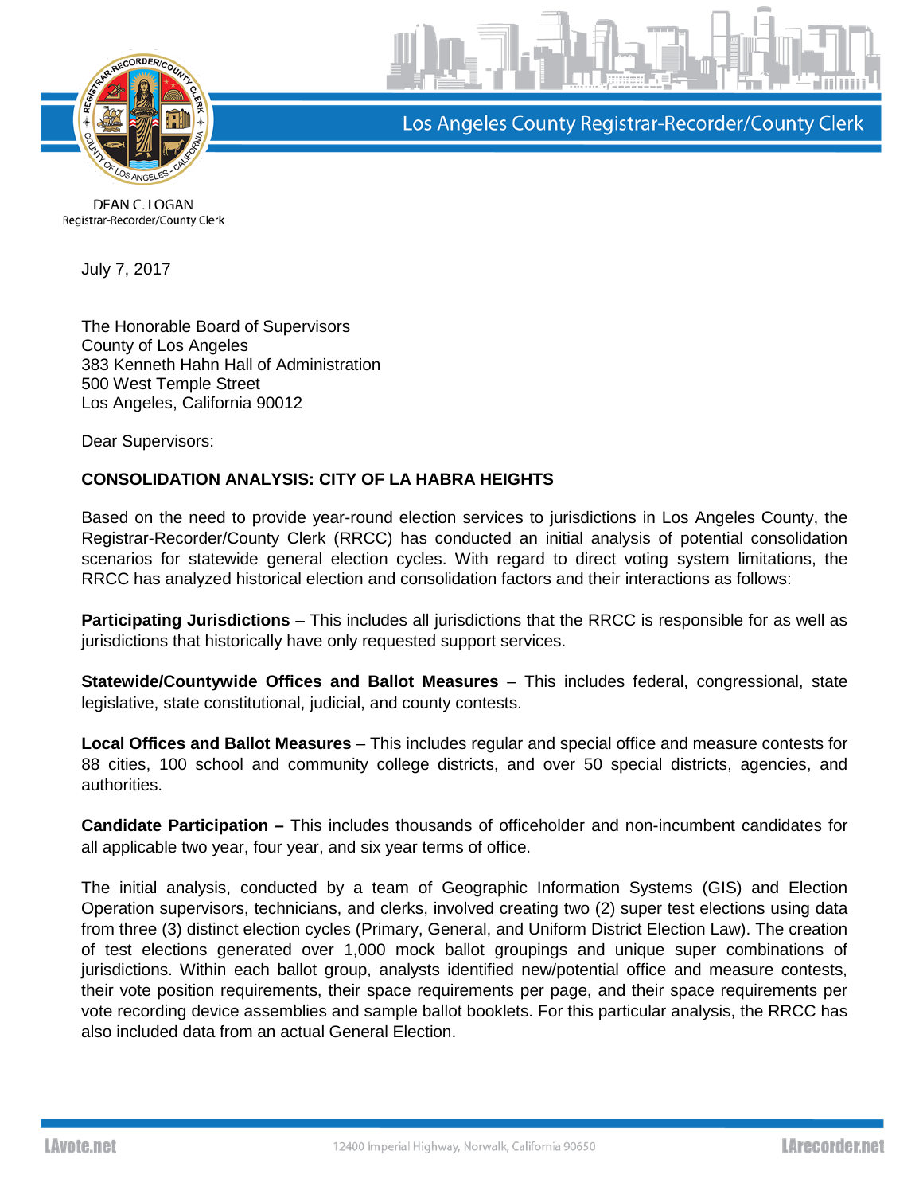Los Angeles County Registrar-Recorder/County Clerk

DEAN C. LOGAN
Registrar-Recorder/County Clerk

July 7, 2017

The Honorable Board of Supervisors
County of Los Angeles
383 Kenneth Hahn Hall of Administration
500 West Temple Street
Los Angeles, California 90012

Dear Supervisors:

**CONSOLIDATION ANALYSIS: CITY OF LA HABRA HEIGHTS**

Based on the need to provide year-round election services to jurisdictions in Los Angeles County, the Registrar-Recorder/County Clerk (RRCC) has conducted an initial analysis of potential consolidation scenarios for statewide general election cycles. With regard to direct voting system limitations, the RRCC has analyzed historical election and consolidation factors and their interactions as follows:

**Participating Jurisdictions** – This includes all jurisdictions that the RRCC is responsible for as well as jurisdictions that historically have only requested support services.

**Statewide/Countywide Offices and Ballot Measures** – This includes federal, congressional, state legislative, state constitutional, judicial, and county contests.

**Local Offices and Ballot Measures** – This includes regular and special office and measure contests for 88 cities, 100 school and community college districts, and over 50 special districts, agencies, and authorities.

**Candidate Participation –** This includes thousands of officeholder and non-incumbent candidates for all applicable two year, four year, and six year terms of office.

The initial analysis, conducted by a team of Geographic Information Systems (GIS) and Election Operation supervisors, technicians, and clerks, involved creating two (2) super test elections using data from three (3) distinct election cycles (Primary, General, and Uniform District Election Law). The creation of test elections generated over 1,000 mock ballot groupings and unique super combinations of jurisdictions. Within each ballot group, analysts identified new/potential office and measure contests, their vote position requirements, their space requirements per page, and their space requirements per vote recording device assemblies and sample ballot booklets. For this particular analysis, the RRCC has also included data from an actual General Election.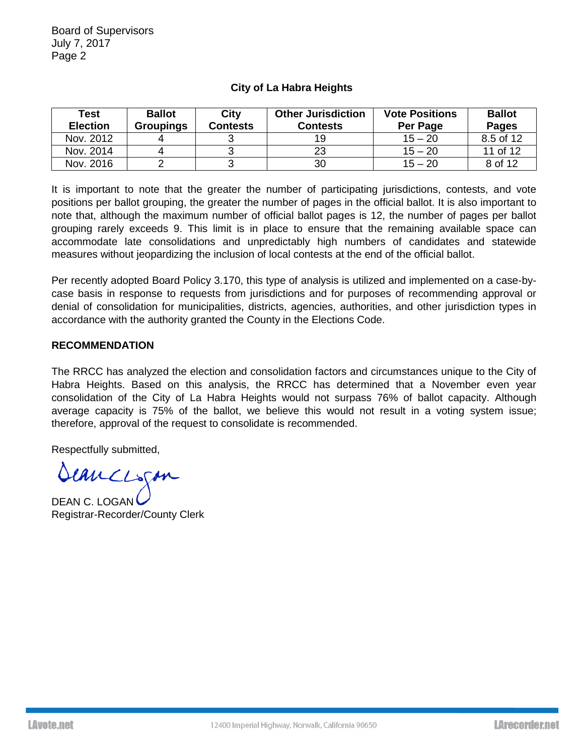Board of Supervisors
July 7, 2017
Page 2

**City of La Habra Heights**

| Test Election | Ballot Groupings | City Contests | Other Jurisdiction Contests | Vote Positions Per Page | Ballot Pages |
|---|---|---|---|---|---|
| Nov. 2012 | 4 | 3 | 19 | 15 – 20 | 8.5 of 12 |
| Nov. 2014 | 4 | 3 | 23 | 15 – 20 | 11 of 12 |
| Nov. 2016 | 2 | 3 | 30 | 15 – 20 | 8 of 12 |

It is important to note that the greater the number of participating jurisdictions, contests, and vote positions per ballot grouping, the greater the number of pages in the official ballot. It is also important to note that, although the maximum number of official ballot pages is 12, the number of pages per ballot grouping rarely exceeds 9. This limit is in place to ensure that the remaining available space can accommodate late consolidations and unpredictably high numbers of candidates and statewide measures without jeopardizing the inclusion of local contests at the end of the official ballot.

Per recently adopted Board Policy 3.170, this type of analysis is utilized and implemented on a case-by-case basis in response to requests from jurisdictions and for purposes of recommending approval or denial of consolidation for municipalities, districts, agencies, authorities, and other jurisdiction types in accordance with the authority granted the County in the Elections Code.

**RECOMMENDATION**

The RRCC has analyzed the election and consolidation factors and circumstances unique to the City of Habra Heights. Based on this analysis, the RRCC has determined that a November even year consolidation of the City of La Habra Heights would not surpass 76% of ballot capacity. Although average capacity is 75% of the ballot, we believe this would not result in a voting system issue; therefore, approval of the request to consolidate is recommended.

Respectfully submitted,

DEAN C. LOGAN
Registrar-Recorder/County Clerk